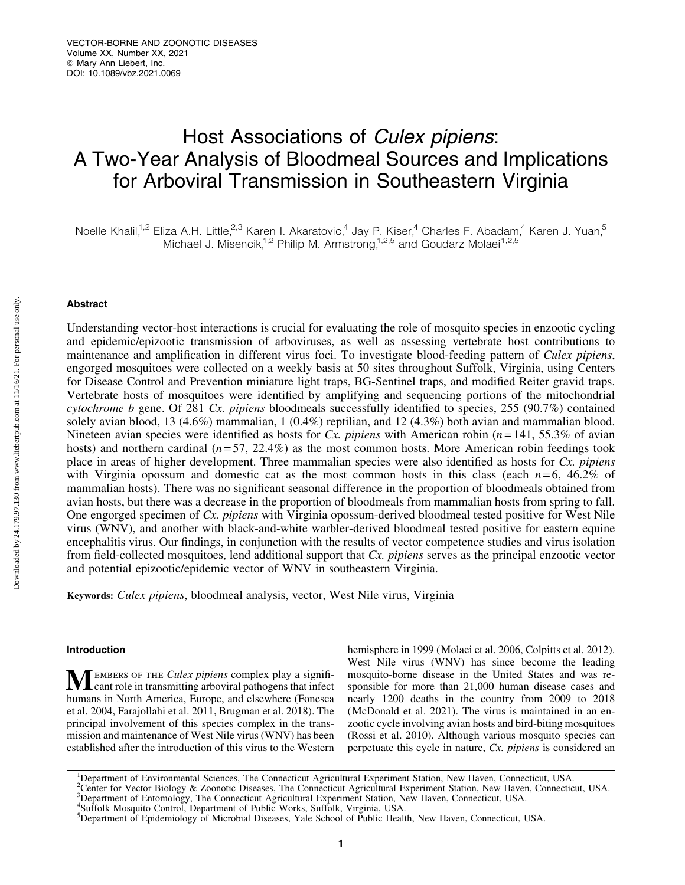# Host Associations of *Culex pipiens*: A Two-Year Analysis of Bloodmeal Sources and Implications for Arboviral Transmission in Southeastern Virginia

Noelle Khalil,[1,2] Eliza A.H. Little,[2,3] Karen I. Akaratovic,[4] Jay P. Kiser,[4] Charles F. Abadam,[4] Karen J. Yuan,[5] Michael J. Misencik,[1,2] Philip M. Armstrong,[1,2,5] and Goudarz Molaei[1,2,5]

## Abstract

Understanding vector-host interactions is crucial for evaluating the role of mosquito species in enzootic cycling and epidemic/epizootic transmission of arboviruses, as well as assessing vertebrate host contributions to maintenance and amplification in different virus foci. To investigate blood-feeding pattern of *Culex pipiens*, engorged mosquitoes were collected on a weekly basis at 50 sites throughout Suffolk, Virginia, using Centers for Disease Control and Prevention miniature light traps, BG-Sentinel traps, and modified Reiter gravid traps. Vertebrate hosts of mosquitoes were identified by amplifying and sequencing portions of the mitochondrial *cytochrome b* gene. Of 281 *Cx. pipiens* bloodmeals successfully identified to species, 255 (90.7%) contained solely avian blood, 13 (4.6%) mammalian, 1 (0.4%) reptilian, and 12 (4.3%) both avian and mammalian blood. Nineteen avian species were identified as hosts for *Cx. pipiens* with American robin ($n = 141$, 55.3% of avian hosts) and northern cardinal ($n = 57$, 22.4%) as the most common hosts. More American robin feedings took place in areas of higher development. Three mammalian species were also identified as hosts for *Cx. pipiens* with Virginia opossum and domestic cat as the most common hosts in this class (each $n = 6$, 46.2% of mammalian hosts). There was no significant seasonal difference in the proportion of bloodmeals obtained from avian hosts, but there was a decrease in the proportion of bloodmeals from mammalian hosts from spring to fall. One engorged specimen of *Cx. pipiens* with Virginia opossum-derived bloodmeal tested positive for West Nile virus (WNV), and another with black-and-white warbler-derived bloodmeal tested positive for eastern equine encephalitis virus. Our findings, in conjunction with the results of vector competence studies and virus isolation from field-collected mosquitoes, lend additional support that *Cx. pipiens* serves as the principal enzootic vector and potential epizootic/epidemic vector of WNV in southeastern Virginia.

**Keywords:** *Culex pipiens*, bloodmeal analysis, vector, West Nile virus, Virginia

## Introduction

Members of the *Culex pipiens* complex play a significant role in transmitting arboviral pathogens that infect humans in North America, Europe, and elsewhere (Fonesca et al. 2004, Farajollahi et al. 2011, Brugman et al. 2018). The principal involvement of this species complex in the transmission and maintenance of West Nile virus (WNV) has been established after the introduction of this virus to the Western hemisphere in 1999 (Molaei et al. 2006, Colpitts et al. 2012). West Nile virus (WNV) has since become the leading mosquito-borne disease in the United States and was responsible for more than 21,000 human disease cases and nearly 1200 deaths in the country from 2009 to 2018 (McDonald et al. 2021). The virus is maintained in an enzootic cycle involving avian hosts and bird-biting mosquitoes (Rossi et al. 2010). Although various mosquito species can perpetuate this cycle in nature, *Cx. pipiens* is considered an

[1]Department of Environmental Sciences, The Connecticut Agricultural Experiment Station, New Haven, Connecticut, USA.
[2]Center for Vector Biology & Zoonotic Diseases, The Connecticut Agricultural Experiment Station, New Haven, Connecticut, USA.
[3]Department of Entomology, The Connecticut Agricultural Experiment Station, New Haven, Connecticut, USA.
[4]Suffolk Mosquito Control, Department of Public Works, Suffolk, Virginia, USA.
[5]Department of Epidemiology of Microbial Diseases, Yale School of Public Health, New Haven, Connecticut, USA.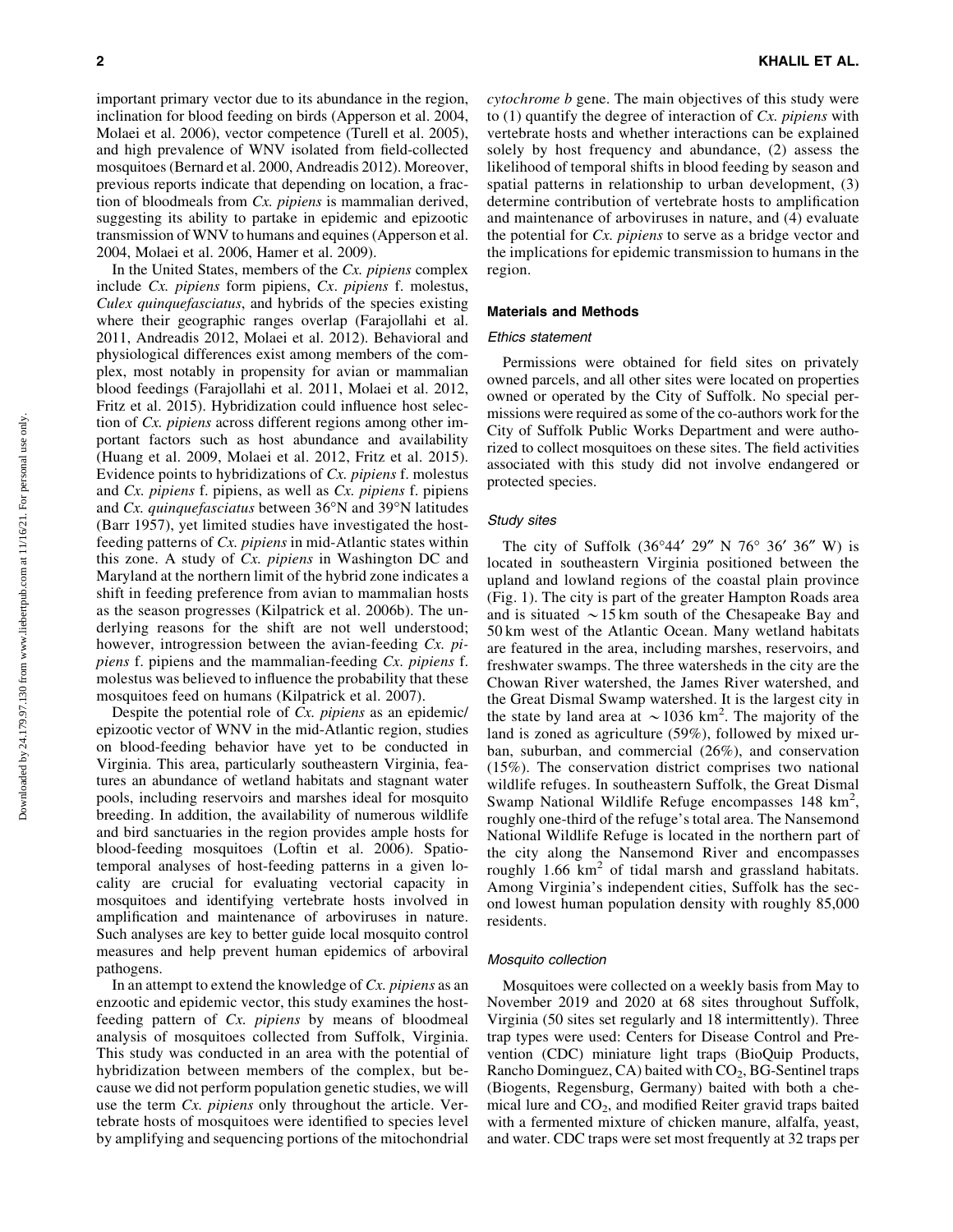important primary vector due to its abundance in the region, inclination for blood feeding on birds (Apperson et al. 2004, Molaei et al. 2006), vector competence (Turell et al. 2005), and high prevalence of WNV isolated from field-collected mosquitoes (Bernard et al. 2000, Andreadis 2012). Moreover, previous reports indicate that depending on location, a fraction of bloodmeals from *Cx. pipiens* is mammalian derived, suggesting its ability to partake in epidemic and epizootic transmission of WNV to humans and equines (Apperson et al. 2004, Molaei et al. 2006, Hamer et al. 2009).

In the United States, members of the *Cx. pipiens* complex include *Cx. pipiens* form pipiens, *Cx. pipiens* f. molestus, *Culex quinquefasciatus*, and hybrids of the species existing where their geographic ranges overlap (Farajollahi et al. 2011, Andreadis 2012, Molaei et al. 2012). Behavioral and physiological differences exist among members of the complex, most notably in propensity for avian or mammalian blood feedings (Farajollahi et al. 2011, Molaei et al. 2012, Fritz et al. 2015). Hybridization could influence host selection of *Cx. pipiens* across different regions among other important factors such as host abundance and availability (Huang et al. 2009, Molaei et al. 2012, Fritz et al. 2015). Evidence points to hybridizations of *Cx. pipiens* f. molestus and *Cx. pipiens* f. pipiens, as well as *Cx. pipiens* f. pipiens and *Cx. quinquefasciatus* between 36°N and 39°N latitudes (Barr 1957), yet limited studies have investigated the host-feeding patterns of *Cx. pipiens* in mid-Atlantic states within this zone. A study of *Cx. pipiens* in Washington DC and Maryland at the northern limit of the hybrid zone indicates a shift in feeding preference from avian to mammalian hosts as the season progresses (Kilpatrick et al. 2006b). The underlying reasons for the shift are not well understood; however, introgression between the avian-feeding *Cx. pipiens* f. pipiens and the mammalian-feeding *Cx. pipiens* f. molestus was believed to influence the probability that these mosquitoes feed on humans (Kilpatrick et al. 2007).

Despite the potential role of *Cx. pipiens* as an epidemic/epizootic vector of WNV in the mid-Atlantic region, studies on blood-feeding behavior have yet to be conducted in Virginia. This area, particularly southeastern Virginia, features an abundance of wetland habitats and stagnant water pools, including reservoirs and marshes ideal for mosquito breeding. In addition, the availability of numerous wildlife and bird sanctuaries in the region provides ample hosts for blood-feeding mosquitoes (Loftin et al. 2006). Spatiotemporal analyses of host-feeding patterns in a given locality are crucial for evaluating vectorial capacity in mosquitoes and identifying vertebrate hosts involved in amplification and maintenance of arboviruses in nature. Such analyses are key to better guide local mosquito control measures and help prevent human epidemics of arboviral pathogens.

In an attempt to extend the knowledge of *Cx. pipiens* as an enzootic and epidemic vector, this study examines the host-feeding pattern of *Cx. pipiens* by means of bloodmeal analysis of mosquitoes collected from Suffolk, Virginia. This study was conducted in an area with the potential of hybridization between members of the complex, but because we did not perform population genetic studies, we will use the term *Cx. pipiens* only throughout the article. Vertebrate hosts of mosquitoes were identified to species level by amplifying and sequencing portions of the mitochondrial *cytochrome b* gene. The main objectives of this study were to (1) quantify the degree of interaction of *Cx. pipiens* with vertebrate hosts and whether interactions can be explained solely by host frequency and abundance, (2) assess the likelihood of temporal shifts in blood feeding by season and spatial patterns in relationship to urban development, (3) determine contribution of vertebrate hosts to amplification and maintenance of arboviruses in nature, and (4) evaluate the potential for *Cx. pipiens* to serve as a bridge vector and the implications for epidemic transmission to humans in the region.

## Materials and Methods

### Ethics statement

Permissions were obtained for field sites on privately owned parcels, and all other sites were located on properties owned or operated by the City of Suffolk. No special permissions were required as some of the co-authors work for the City of Suffolk Public Works Department and were authorized to collect mosquitoes on these sites. The field activities associated with this study did not involve endangered or protected species.

### Study sites

The city of Suffolk (36°44′ 29″ N 76° 36′ 36″ W) is located in southeastern Virginia positioned between the upland and lowland regions of the coastal plain province (Fig. 1). The city is part of the greater Hampton Roads area and is situated ~15 km south of the Chesapeake Bay and 50 km west of the Atlantic Ocean. Many wetland habitats are featured in the area, including marshes, reservoirs, and freshwater swamps. The three watersheds in the city are the Chowan River watershed, the James River watershed, and the Great Dismal Swamp watershed. It is the largest city in the state by land area at ~1036 km$^2$. The majority of the land is zoned as agriculture (59%), followed by mixed urban, suburban, and commercial (26%), and conservation (15%). The conservation district comprises two national wildlife refuges. In southeastern Suffolk, the Great Dismal Swamp National Wildlife Refuge encompasses 148 km$^2$, roughly one-third of the refuge's total area. The Nansemond National Wildlife Refuge is located in the northern part of the city along the Nansemond River and encompasses roughly 1.66 km$^2$ of tidal marsh and grassland habitats. Among Virginia's independent cities, Suffolk has the second lowest human population density with roughly 85,000 residents.

### Mosquito collection

Mosquitoes were collected on a weekly basis from May to November 2019 and 2020 at 68 sites throughout Suffolk, Virginia (50 sites set regularly and 18 intermittently). Three trap types were used: Centers for Disease Control and Prevention (CDC) miniature light traps (BioQuip Products, Rancho Dominguez, CA) baited with $CO_2$, BG-Sentinel traps (Biogents, Regensburg, Germany) baited with both a chemical lure and $CO_2$, and modified Reiter gravid traps baited with a fermented mixture of chicken manure, alfalfa, yeast, and water. CDC traps were set most frequently at 32 traps per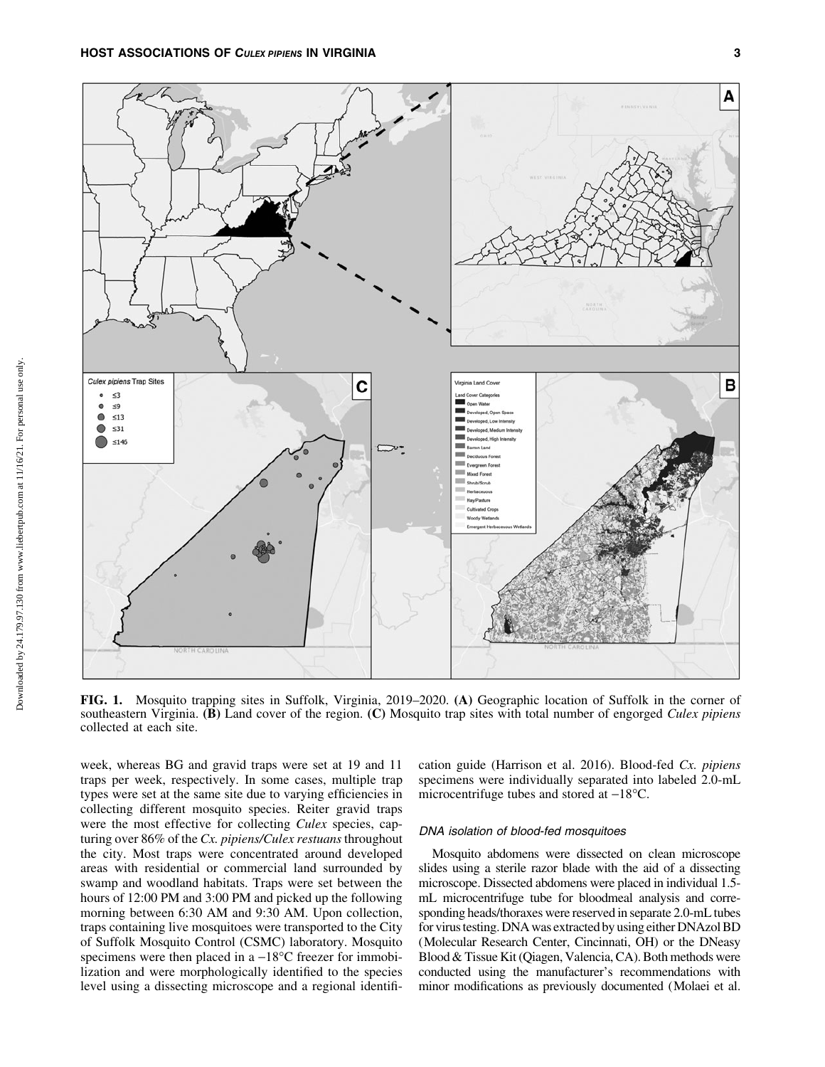FIG. 1. Mosquito trapping sites in Suffolk, Virginia, 2019–2020. **(A)** Geographic location of Suffolk in the corner of southeastern Virginia. **(B)** Land cover of the region. **(C)** Mosquito trap sites with total number of engorged *Culex pipiens* collected at each site.

week, whereas BG and gravid traps were set at 19 and 11 traps per week, respectively. In some cases, multiple trap types were set at the same site due to varying efficiencies in collecting different mosquito species. Reiter gravid traps were the most effective for collecting *Culex* species, capturing over 86% of the *Cx. pipiens/Culex restuans* throughout the city. Most traps were concentrated around developed areas with residential or commercial land surrounded by swamp and woodland habitats. Traps were set between the hours of 12:00 PM and 3:00 PM and picked up the following morning between 6:30 AM and 9:30 AM. Upon collection, traps containing live mosquitoes were transported to the City of Suffolk Mosquito Control (CSMC) laboratory. Mosquito specimens were then placed in a −18°C freezer for immobilization and were morphologically identified to the species level using a dissecting microscope and a regional identification guide (Harrison et al. 2016). Blood-fed *Cx. pipiens* specimens were individually separated into labeled 2.0-mL microcentrifuge tubes and stored at −18°C.

### DNA isolation of blood-fed mosquitoes

Mosquito abdomens were dissected on clean microscope slides using a sterile razor blade with the aid of a dissecting microscope. Dissected abdomens were placed in individual 1.5-mL microcentrifuge tube for bloodmeal analysis and corresponding heads/thoraxes were reserved in separate 2.0-mL tubes for virus testing. DNA was extracted by using either DNAzol BD (Molecular Research Center, Cincinnati, OH) or the DNeasy Blood & Tissue Kit (Qiagen, Valencia, CA). Both methods were conducted using the manufacturer's recommendations with minor modifications as previously documented (Molaei et al.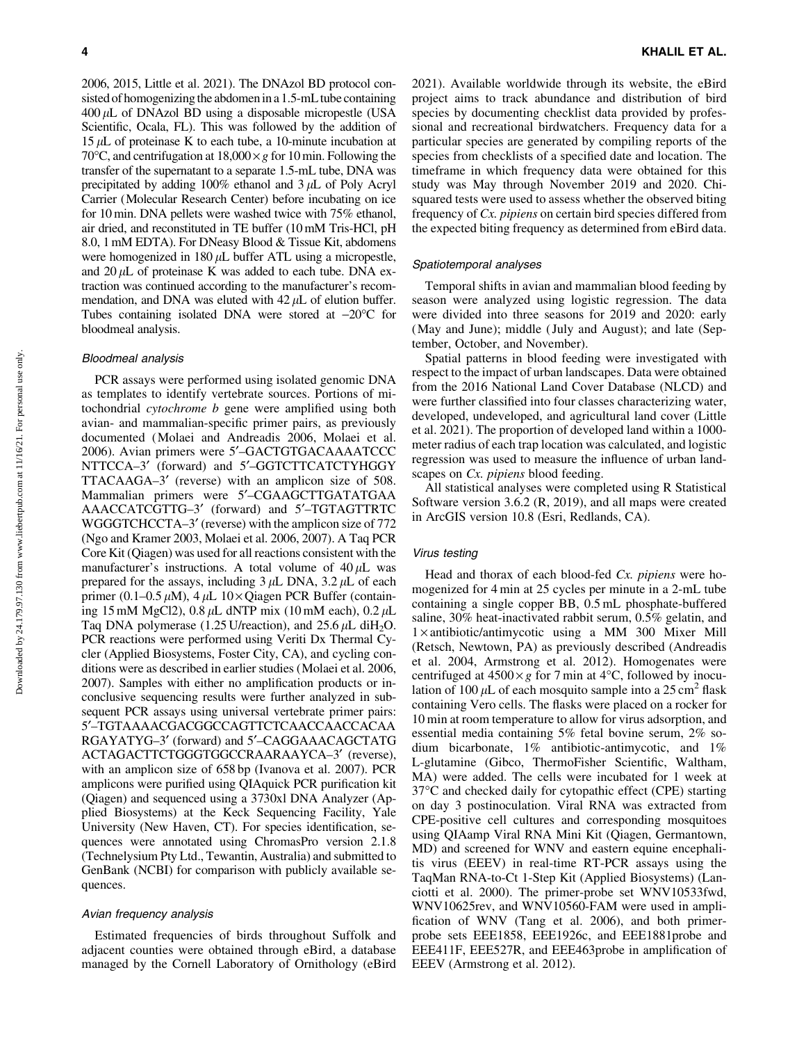2006, 2015, Little et al. 2021). The DNAzol BD protocol consisted of homogenizing the abdomen in a 1.5-mL tube containing 400 $\mu$L of DNAzol BD using a disposable micropestle (USA Scientific, Ocala, FL). This was followed by the addition of 15 $\mu$L of proteinase K to each tube, a 10-minute incubation at 70°C, and centrifugation at 18,000 $\times$ *g* for 10 min. Following the transfer of the supernatant to a separate 1.5-mL tube, DNA was precipitated by adding 100% ethanol and 3 $\mu$L of Poly Acryl Carrier (Molecular Research Center) before incubating on ice for 10 min. DNA pellets were washed twice with 75% ethanol, air dried, and reconstituted in TE buffer (10 mM Tris-HCl, pH 8.0, 1 mM EDTA). For DNeasy Blood & Tissue Kit, abdomens were homogenized in 180 $\mu$L buffer ATL using a micropestle, and 20 $\mu$L of proteinase K was added to each tube. DNA extraction was continued according to the manufacturer's recommendation, and DNA was eluted with 42 $\mu$L of elution buffer. Tubes containing isolated DNA were stored at −20°C for bloodmeal analysis.

### Bloodmeal analysis

PCR assays were performed using isolated genomic DNA as templates to identify vertebrate sources. Portions of mitochondrial *cytochrome b* gene were amplified using both avian- and mammalian-specific primer pairs, as previously documented (Molaei and Andreadis 2006, Molaei et al. 2006). Avian primers were 5′–GACTGTGACAAAATCCC NTTCCA–3′ (forward) and 5′–GGTCTTCATCTYHGGY TTACAAGA–3′ (reverse) with an amplicon size of 508. Mammalian primers were 5′–CGAAGCTTGATATGAA AAACCATCGTTG–3′ (forward) and 5′–TGTAGTTRTC WGGGTCHCCTA–3′ (reverse) with the amplicon size of 772 (Ngo and Kramer 2003, Molaei et al. 2006, 2007). A Taq PCR Core Kit (Qiagen) was used for all reactions consistent with the manufacturer's instructions. A total volume of 40 $\mu$L was prepared for the assays, including 3 $\mu$L DNA, 3.2 $\mu$L of each primer (0.1–0.5 $\mu$M), 4 $\mu$L 10 $\times$ Qiagen PCR Buffer (containing 15 mM MgCl2), 0.8 $\mu$L dNTP mix (10 mM each), 0.2 $\mu$L Taq DNA polymerase (1.25 U/reaction), and 25.6 $\mu$L di$H_2O$. PCR reactions were performed using Veriti Dx Thermal Cycler (Applied Biosystems, Foster City, CA), and cycling conditions were as described in earlier studies (Molaei et al. 2006, 2007). Samples with either no amplification products or inconclusive sequencing results were further analyzed in subsequent PCR assays using universal vertebrate primer pairs: 5′–TGTAAAACGACGGCCAGTTCTCAACCAACCACAA RGAYATYG–3′ (forward) and 5′–CAGGAAACAGCTATG ACTAGACTTCTGGGTGGCCRAARAAYCA–3′ (reverse), with an amplicon size of 658 bp (Ivanova et al. 2007). PCR amplicons were purified using QIAquick PCR purification kit (Qiagen) and sequenced using a 3730xl DNA Analyzer (Applied Biosystems) at the Keck Sequencing Facility, Yale University (New Haven, CT). For species identification, sequences were annotated using ChromasPro version 2.1.8 (Technelysium Pty Ltd., Tewantin, Australia) and submitted to GenBank (NCBI) for comparison with publicly available sequences.

### Avian frequency analysis

Estimated frequencies of birds throughout Suffolk and adjacent counties were obtained through eBird, a database managed by the Cornell Laboratory of Ornithology (eBird 2021). Available worldwide through its website, the eBird project aims to track abundance and distribution of bird species by documenting checklist data provided by professional and recreational birdwatchers. Frequency data for a particular species are generated by compiling reports of the species from checklists of a specified date and location. The timeframe in which frequency data were obtained for this study was May through November 2019 and 2020. Chi-squared tests were used to assess whether the observed biting frequency of *Cx. pipiens* on certain bird species differed from the expected biting frequency as determined from eBird data.

### Spatiotemporal analyses

Temporal shifts in avian and mammalian blood feeding by season were analyzed using logistic regression. The data were divided into three seasons for 2019 and 2020: early (May and June); middle (July and August); and late (September, October, and November).

Spatial patterns in blood feeding were investigated with respect to the impact of urban landscapes. Data were obtained from the 2016 National Land Cover Database (NLCD) and were further classified into four classes characterizing water, developed, undeveloped, and agricultural land cover (Little et al. 2021). The proportion of developed land within a 1000-meter radius of each trap location was calculated, and logistic regression was used to measure the influence of urban landscapes on *Cx. pipiens* blood feeding.

All statistical analyses were completed using R Statistical Software version 3.6.2 (R, 2019), and all maps were created in ArcGIS version 10.8 (Esri, Redlands, CA).

### Virus testing

Head and thorax of each blood-fed *Cx. pipiens* were homogenized for 4 min at 25 cycles per minute in a 2-mL tube containing a single copper BB, 0.5 mL phosphate-buffered saline, 30% heat-inactivated rabbit serum, 0.5% gelatin, and 1 $\times$ antibiotic/antimycotic using a MM 300 Mixer Mill (Retsch, Newtown, PA) as previously described (Andreadis et al. 2004, Armstrong et al. 2012). Homogenates were centrifuged at 4500 $\times$ *g* for 7 min at 4°C, followed by inoculation of 100 $\mu$L of each mosquito sample into a 25 $cm^2$ flask containing Vero cells. The flasks were placed on a rocker for 10 min at room temperature to allow for virus adsorption, and essential media containing 5% fetal bovine serum, 2% sodium bicarbonate, 1% antibiotic-antimycotic, and 1% L-glutamine (Gibco, ThermoFisher Scientific, Waltham, MA) were added. The cells were incubated for 1 week at 37°C and checked daily for cytopathic effect (CPE) starting on day 3 postinoculation. Viral RNA was extracted from CPE-positive cell cultures and corresponding mosquitoes using QIAamp Viral RNA Mini Kit (Qiagen, Germantown, MD) and screened for WNV and eastern equine encephalitis virus (EEEV) in real-time RT-PCR assays using the TaqMan RNA-to-Ct 1-Step Kit (Applied Biosystems) (Lanciotti et al. 2000). The primer-probe set WNV10533fwd, WNV10625rev, and WNV10560-FAM were used in amplification of WNV (Tang et al. 2006), and both primer-probe sets EEE1858, EEE1926c, and EEE1881probe and EEE411F, EEE527R, and EEE463probe in amplification of EEEV (Armstrong et al. 2012).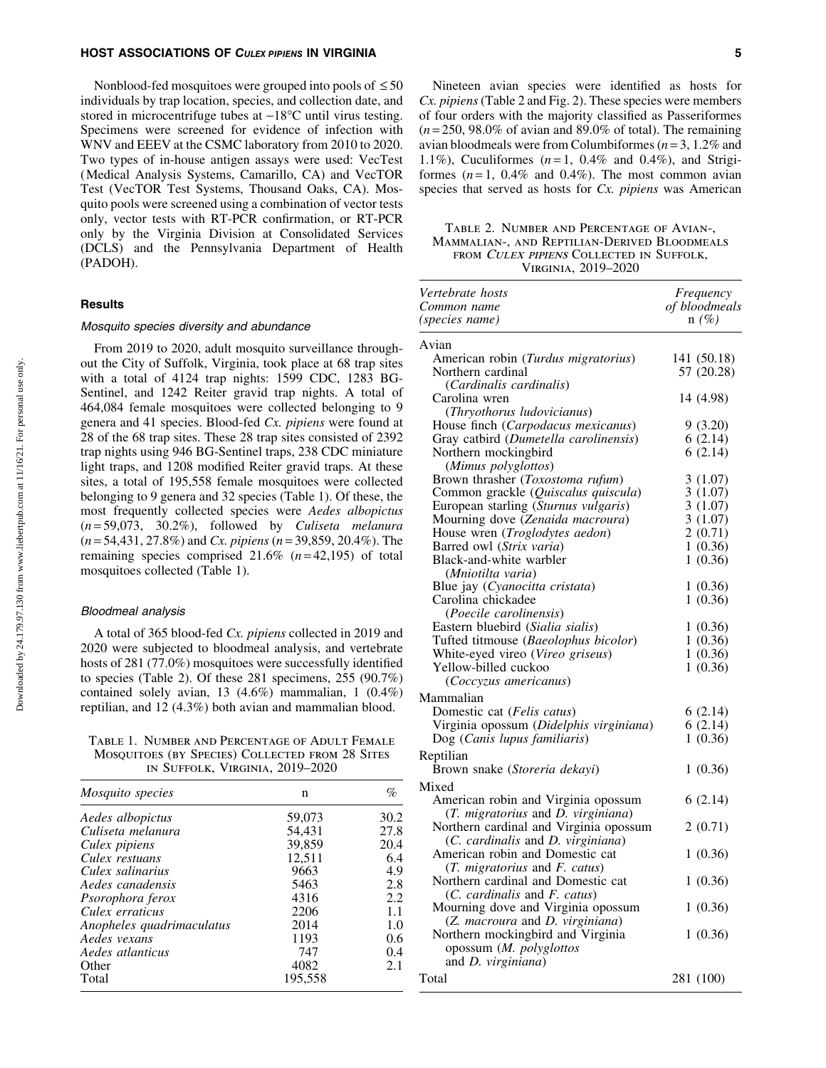Nonblood-fed mosquitoes were grouped into pools of ≤50 individuals by trap location, species, and collection date, and stored in microcentrifuge tubes at −18°C until virus testing. Specimens were screened for evidence of infection with WNV and EEEV at the CSMC laboratory from 2010 to 2020. Two types of in-house antigen assays were used: VecTest (Medical Analysis Systems, Camarillo, CA) and VecTOR Test (VecTOR Test Systems, Thousand Oaks, CA). Mosquito pools were screened using a combination of vector tests only, vector tests with RT-PCR confirmation, or RT-PCR only by the Virginia Division at Consolidated Services (DCLS) and the Pennsylvania Department of Health (PADOH).

## Results

### Mosquito species diversity and abundance

From 2019 to 2020, adult mosquito surveillance throughout the City of Suffolk, Virginia, took place at 68 trap sites with a total of 4124 trap nights: 1599 CDC, 1283 BG-Sentinel, and 1242 Reiter gravid trap nights. A total of 464,084 female mosquitoes were collected belonging to 9 genera and 41 species. Blood-fed *Cx. pipiens* were found at 28 of the 68 trap sites. These 28 trap sites consisted of 2392 trap nights using 946 BG-Sentinel traps, 238 CDC miniature light traps, and 1208 modified Reiter gravid traps. At these sites, a total of 195,558 female mosquitoes were collected belonging to 9 genera and 32 species (Table 1). Of these, the most frequently collected species were *Aedes albopictus* ($n = 59,073$, 30.2%), followed by *Culiseta melanura* ($n = 54,431$, 27.8%) and *Cx. pipiens* ($n = 39,859$, 20.4%). The remaining species comprised 21.6% ($n = 42,195$) of total mosquitoes collected (Table 1).

### Bloodmeal analysis

A total of 365 blood-fed *Cx. pipiens* collected in 2019 and 2020 were subjected to bloodmeal analysis, and vertebrate hosts of 281 (77.0%) mosquitoes were successfully identified to species (Table 2). Of these 281 specimens, 255 (90.7%) contained solely avian, 13 (4.6%) mammalian, 1 (0.4%) reptilian, and 12 (4.3%) both avian and mammalian blood.

Table 1. Number and Percentage of Adult Female Mosquitoes (by Species) Collected from 28 Sites in Suffolk, Virginia, 2019–2020

| *Mosquito species* | n | % |
|---|---|---|
| *Aedes albopictus* | 59,073 | 30.2 |
| *Culiseta melanura* | 54,431 | 27.8 |
| *Culex pipiens* | 39,859 | 20.4 |
| *Culex restuans* | 12,511 | 6.4 |
| *Culex salinarius* | 9663 | 4.9 |
| *Aedes canadensis* | 5463 | 2.8 |
| *Psorophora ferox* | 4316 | 2.2 |
| *Culex erraticus* | 2206 | 1.1 |
| *Anopheles quadrimaculatus* | 2014 | 1.0 |
| *Aedes vexans* | 1193 | 0.6 |
| *Aedes atlanticus* | 747 | 0.4 |
| Other | 4082 | 2.1 |
| Total | 195,558 | |

Nineteen avian species were identified as hosts for *Cx. pipiens* (Table 2 and Fig. 2). These species were members of four orders with the majority classified as Passeriformes ($n = 250$, 98.0% of avian and 89.0% of total). The remaining avian bloodmeals were from Columbiformes ($n = 3$, 1.2% and 1.1%), Cuculiformes ($n = 1$, 0.4% and 0.4%), and Strigiformes ($n = 1$, 0.4% and 0.4%). The most common avian species that served as hosts for *Cx. pipiens* was American

Table 2. Number and Percentage of Avian-, Mammalian-, and Reptilian-Derived Bloodmeals from *Culex pipiens* Collected in Suffolk, Virginia, 2019–2020

| *Vertebrate hosts Common name (species name)* | *Frequency of bloodmeals n (%)* |
|---|---|
| Avian | |
| American robin (*Turdus migratorius*) | 141 (50.18) |
| Northern cardinal (*Cardinalis cardinalis*) | 57 (20.28) |
| Carolina wren (*Thryothorus ludovicianus*) | 14 (4.98) |
| House finch (*Carpodacus mexicanus*) | 9 (3.20) |
| Gray catbird (*Dumetella carolinensis*) | 6 (2.14) |
| Northern mockingbird (*Mimus polyglottos*) | 6 (2.14) |
| Brown thrasher (*Toxostoma rufum*) | 3 (1.07) |
| Common grackle (*Quiscalus quiscula*) | 3 (1.07) |
| European starling (*Sturnus vulgaris*) | 3 (1.07) |
| Mourning dove (*Zenaida macroura*) | 3 (1.07) |
| House wren (*Troglodytes aedon*) | 2 (0.71) |
| Barred owl (*Strix varia*) | 1 (0.36) |
| Black-and-white warbler (*Mniotilta varia*) | 1 (0.36) |
| Blue jay (*Cyanocitta cristata*) | 1 (0.36) |
| Carolina chickadee (*Poecile carolinensis*) | 1 (0.36) |
| Eastern bluebird (*Sialia sialis*) | 1 (0.36) |
| Tufted titmouse (*Baeolophus bicolor*) | 1 (0.36) |
| White-eyed vireo (*Vireo griseus*) | 1 (0.36) |
| Yellow-billed cuckoo (*Coccyzus americanus*) | 1 (0.36) |
| Mammalian | |
| Domestic cat (*Felis catus*) | 6 (2.14) |
| Virginia opossum (*Didelphis virginiana*) | 6 (2.14) |
| Dog (*Canis lupus familiaris*) | 1 (0.36) |
| Reptilian | |
| Brown snake (*Storeria dekayi*) | 1 (0.36) |
| Mixed | |
| American robin and Virginia opossum (*T. migratorius* and *D. virginiana*) | 6 (2.14) |
| Northern cardinal and Virginia opossum (*C. cardinalis* and *D. virginiana*) | 2 (0.71) |
| American robin and Domestic cat (*T. migratorius* and *F. catus*) | 1 (0.36) |
| Northern cardinal and Domestic cat (*C. cardinalis* and *F. catus*) | 1 (0.36) |
| Mourning dove and Virginia opossum (*Z. macroura* and *D. virginiana*) | 1 (0.36) |
| Northern mockingbird and Virginia opossum (*M. polyglottos* and *D. virginiana*) | 1 (0.36) |
| Total | 281 (100) |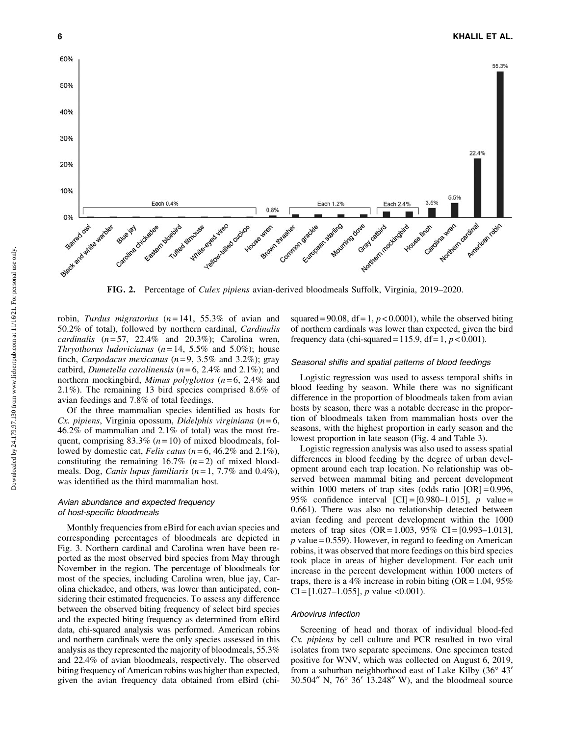FIG. 2. Percentage of *Culex pipiens* avian-derived bloodmeals Suffolk, Virginia, 2019–2020.

robin, *Turdus migratorius* ($n = 141$, 55.3% of avian and 50.2% of total), followed by northern cardinal, *Cardinalis cardinalis* ($n = 57$, 22.4% and 20.3%); Carolina wren, *Thryothorus ludovicianus* ($n = 14$, 5.5% and 5.0%); house finch, *Carpodacus mexicanus* ($n = 9$, 3.5% and 3.2%); gray catbird, *Dumetella carolinensis* ($n = 6$, 2.4% and 2.1%); and northern mockingbird, *Mimus polyglottos* ($n = 6$, 2.4% and 2.1%). The remaining 13 bird species comprised 8.6% of avian feedings and 7.8% of total feedings.

Of the three mammalian species identified as hosts for *Cx. pipiens*, Virginia opossum, *Didelphis virginiana* ($n = 6$, 46.2% of mammalian and 2.1% of total) was the most frequent, comprising 83.3% ($n = 10$) of mixed bloodmeals, followed by domestic cat, *Felis catus* ($n = 6$, 46.2% and 2.1%), constituting the remaining 16.7% ($n = 2$) of mixed bloodmeals. Dog, *Canis lupus familiaris* ($n = 1$, 7.7% and 0.4%), was identified as the third mammalian host.

### Avian abundance and expected frequency of host-specific bloodmeals

Monthly frequencies from eBird for each avian species and corresponding percentages of bloodmeals are depicted in Fig. 3. Northern cardinal and Carolina wren have been reported as the most observed bird species from May through November in the region. The percentage of bloodmeals for most of the species, including Carolina wren, blue jay, Carolina chickadee, and others, was lower than anticipated, considering their estimated frequencies. To assess any difference between the observed biting frequency of select bird species and the expected biting frequency as determined from eBird data, chi-squared analysis was performed. American robins and northern cardinals were the only species assessed in this analysis as they represented the majority of bloodmeals, 55.3% and 22.4% of avian bloodmeals, respectively. The observed biting frequency of American robins was higher than expected, given the avian frequency data obtained from eBird (chi-squared = 90.08, df = 1, $p < 0.0001$), while the observed biting of northern cardinals was lower than expected, given the bird frequency data (chi-squared = 115.9, df = 1, $p < 0.001$).

### Seasonal shifts and spatial patterns of blood feedings

Logistic regression was used to assess temporal shifts in blood feeding by season. While there was no significant difference in the proportion of bloodmeals taken from avian hosts by season, there was a notable decrease in the proportion of bloodmeals taken from mammalian hosts over the seasons, with the highest proportion in early season and the lowest proportion in late season (Fig. 4 and Table 3).

Logistic regression analysis was also used to assess spatial differences in blood feeding by the degree of urban development around each trap location. No relationship was observed between mammal biting and percent development within 1000 meters of trap sites (odds ratio [OR] = 0.996, 95% confidence interval [CI] = [0.980–1.015], $p$ value = 0.661). There was also no relationship detected between avian feeding and percent development within the 1000 meters of trap sites (OR = 1.003, 95% CI = [0.993–1.013], $p$ value = 0.559). However, in regard to feeding on American robins, it was observed that more feedings on this bird species took place in areas of higher development. For each unit increase in the percent development within 1000 meters of traps, there is a 4% increase in robin biting (OR = 1.04, 95% CI = [1.027–1.055], $p$ value <0.001).

### Arbovirus infection

Screening of head and thorax of individual blood-fed *Cx. pipiens* by cell culture and PCR resulted in two viral isolates from two separate specimens. One specimen tested positive for WNV, which was collected on August 6, 2019, from a suburban neighborhood east of Lake Kilby (36° 43′ 30.504″ N, 76° 36′ 13.248″ W), and the bloodmeal source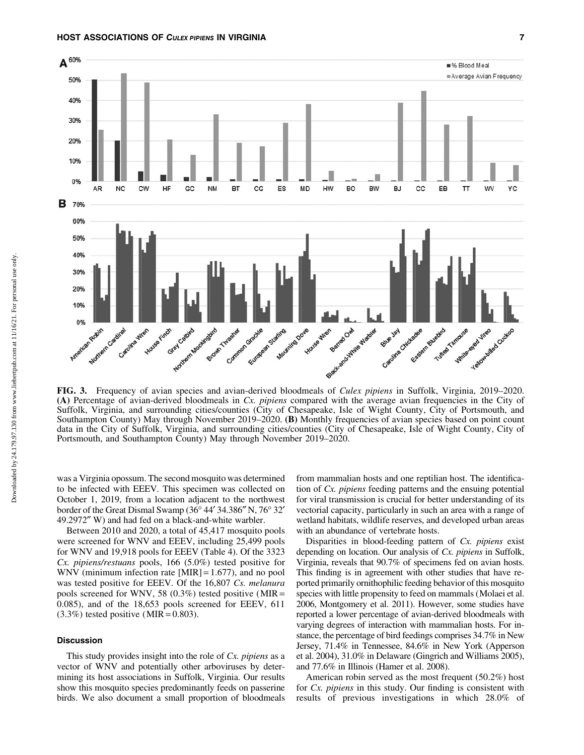**FIG. 3.** Frequency of avian species and avian-derived bloodmeals of *Culex pipiens* in Suffolk, Virginia, 2019–2020. **(A)** Percentage of avian-derived bloodmeals in *Cx. pipiens* compared with the average avian frequencies in the City of Suffolk, Virginia, and surrounding cities/counties (City of Chesapeake, Isle of Wight County, City of Portsmouth, and Southampton County) May through November 2019–2020. **(B)** Monthly frequencies of avian species based on point count data in the City of Suffolk, Virginia, and surrounding cities/counties (City of Chesapeake, Isle of Wight County, City of Portsmouth, and Southampton County) May through November 2019–2020.

was a Virginia opossum. The second mosquito was determined to be infected with EEEV. This specimen was collected on October 1, 2019, from a location adjacent to the northwest border of the Great Dismal Swamp (36° 44′ 34.386″ N, 76° 32′ 49.2972″ W) and had fed on a black-and-white warbler.

Between 2010 and 2020, a total of 45,417 mosquito pools were screened for WNV and EEEV, including 25,499 pools for WNV and 19,918 pools for EEEV (Table 4). Of the 3323 *Cx. pipiens/restuans* pools, 166 (5.0%) tested positive for WNV (minimum infection rate [MIR] = 1.677), and no pool was tested positive for EEEV. Of the 16,807 *Cs. melanura* pools screened for WNV, 58 (0.3%) tested positive (MIR = 0.085), and of the 18,653 pools screened for EEEV, 611 (3.3%) tested positive (MIR = 0.803).

## Discussion

This study provides insight into the role of *Cx. pipiens* as a vector of WNV and potentially other arboviruses by determining its host associations in Suffolk, Virginia. Our results show this mosquito species predominantly feeds on passerine birds. We also document a small proportion of bloodmeals from mammalian hosts and one reptilian host. The identification of *Cx. pipiens* feeding patterns and the ensuing potential for viral transmission is crucial for better understanding of its vectorial capacity, particularly in such an area with a range of wetland habitats, wildlife reserves, and developed urban areas with an abundance of vertebrate hosts.

Disparities in blood-feeding pattern of *Cx. pipiens* exist depending on location. Our analysis of *Cx. pipiens* in Suffolk, Virginia, reveals that 90.7% of specimens fed on avian hosts. This finding is in agreement with other studies that have reported primarily ornithophilic feeding behavior of this mosquito species with little propensity to feed on mammals (Molaei et al. 2006, Montgomery et al. 2011). However, some studies have reported a lower percentage of avian-derived bloodmeals with varying degrees of interaction with mammalian hosts. For instance, the percentage of bird feedings comprises 34.7% in New Jersey, 71.4% in Tennessee, 84.6% in New York (Apperson et al. 2004), 31.0% in Delaware (Gingrich and Williams 2005), and 77.6% in Illinois (Hamer et al. 2008).

American robin served as the most frequent (50.2%) host for *Cx. pipiens* in this study. Our finding is consistent with results of previous investigations in which 28.0% of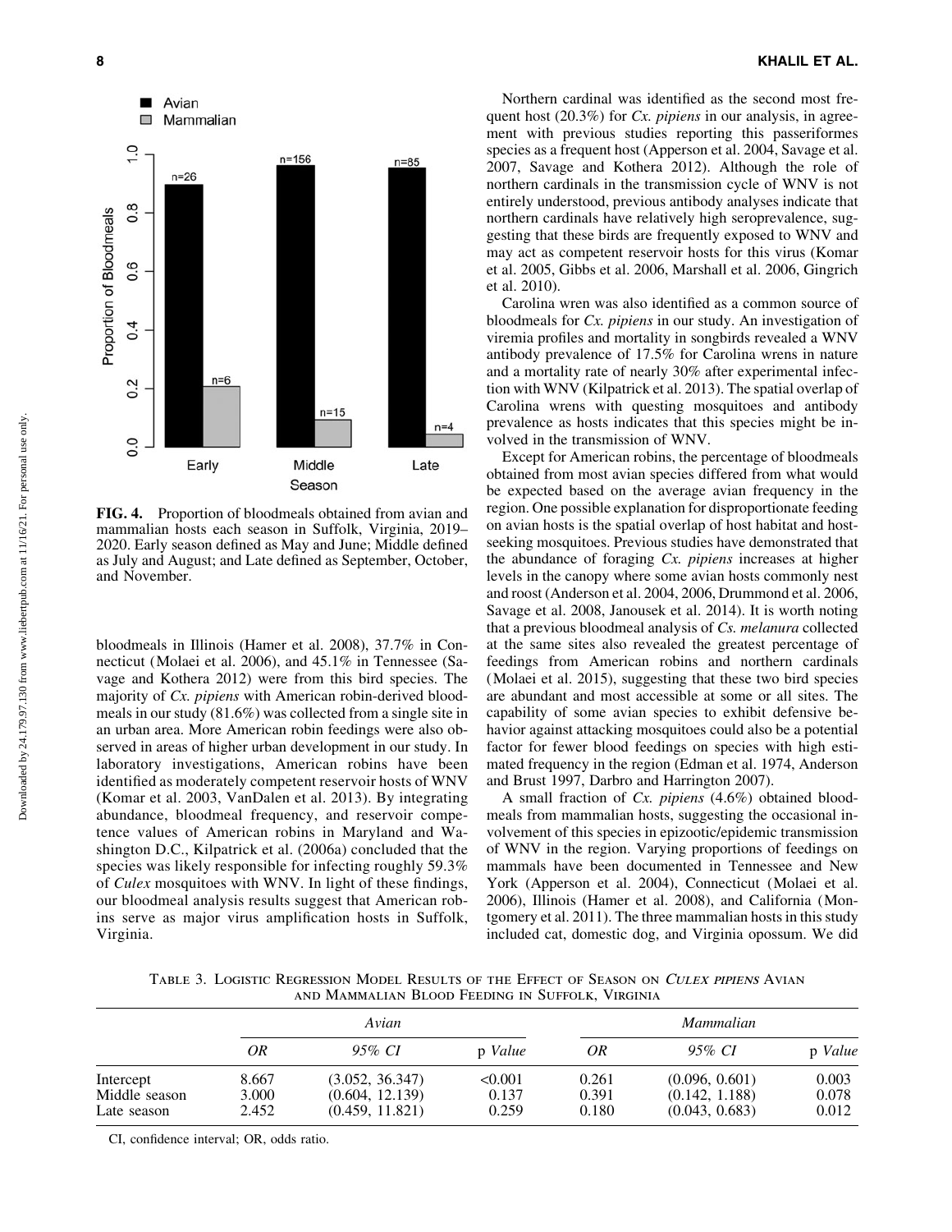FIG. 4. Proportion of bloodmeals obtained from avian and mammalian hosts each season in Suffolk, Virginia, 2019–2020. Early season defined as May and June; Middle defined as July and August; and Late defined as September, October, and November.

bloodmeals in Illinois (Hamer et al. 2008), 37.7% in Connecticut (Molaei et al. 2006), and 45.1% in Tennessee (Savage and Kothera 2012) were from this bird species. The majority of *Cx. pipiens* with American robin-derived bloodmeals in our study (81.6%) was collected from a single site in an urban area. More American robin feedings were also observed in areas of higher urban development in our study. In laboratory investigations, American robins have been identified as moderately competent reservoir hosts of WNV (Komar et al. 2003, VanDalen et al. 2013). By integrating abundance, bloodmeal frequency, and reservoir competence values of American robins in Maryland and Washington D.C., Kilpatrick et al. (2006a) concluded that the species was likely responsible for infecting roughly 59.3% of *Culex* mosquitoes with WNV. In light of these findings, our bloodmeal analysis results suggest that American robins serve as major virus amplification hosts in Suffolk, Virginia.

Northern cardinal was identified as the second most frequent host (20.3%) for *Cx. pipiens* in our analysis, in agreement with previous studies reporting this passeriformes species as a frequent host (Apperson et al. 2004, Savage et al. 2007, Savage and Kothera 2012). Although the role of northern cardinals in the transmission cycle of WNV is not entirely understood, previous antibody analyses indicate that northern cardinals have relatively high seroprevalence, suggesting that these birds are frequently exposed to WNV and may act as competent reservoir hosts for this virus (Komar et al. 2005, Gibbs et al. 2006, Marshall et al. 2006, Gingrich et al. 2010).

Carolina wren was also identified as a common source of bloodmeals for *Cx. pipiens* in our study. An investigation of viremia profiles and mortality in songbirds revealed a WNV antibody prevalence of 17.5% for Carolina wrens in nature and a mortality rate of nearly 30% after experimental infection with WNV (Kilpatrick et al. 2013). The spatial overlap of Carolina wrens with questing mosquitoes and antibody prevalence as hosts indicates that this species might be involved in the transmission of WNV.

Except for American robins, the percentage of bloodmeals obtained from most avian species differed from what would be expected based on the average avian frequency in the region. One possible explanation for disproportionate feeding on avian hosts is the spatial overlap of host habitat and host-seeking mosquitoes. Previous studies have demonstrated that the abundance of foraging *Cx. pipiens* increases at higher levels in the canopy where some avian hosts commonly nest and roost (Anderson et al. 2004, 2006, Drummond et al. 2006, Savage et al. 2008, Janousek et al. 2014). It is worth noting that a previous bloodmeal analysis of *Cs. melanura* collected at the same sites also revealed the greatest percentage of feedings from American robins and northern cardinals (Molaei et al. 2015), suggesting that these two bird species are abundant and most accessible at some or all sites. The capability of some avian species to exhibit defensive behavior against attacking mosquitoes could also be a potential factor for fewer blood feedings on species with high estimated frequency in the region (Edman et al. 1974, Anderson and Brust 1997, Darbro and Harrington 2007).

A small fraction of *Cx. pipiens* (4.6%) obtained bloodmeals from mammalian hosts, suggesting the occasional involvement of this species in epizootic/epidemic transmission of WNV in the region. Varying proportions of feedings on mammals have been documented in Tennessee and New York (Apperson et al. 2004), Connecticut (Molaei et al. 2006), Illinois (Hamer et al. 2008), and California (Montgomery et al. 2011). The three mammalian hosts in this study included cat, domestic dog, and Virginia opossum. We did

Table 3. Logistic Regression Model Results of the Effect of Season on *Culex pipiens* Avian and Mammalian Blood Feeding in Suffolk, Virginia

| | Avian | | | Mammalian | | |
|---|---|---|---|---|---|---|
| | *OR* | *95% CI* | p *Value* | *OR* | *95% CI* | p *Value* |
| Intercept | 8.667 | (3.052, 36.347) | <0.001 | 0.261 | (0.096, 0.601) | 0.003 |
| Middle season | 3.000 | (0.604, 12.139) | 0.137 | 0.391 | (0.142, 1.188) | 0.078 |
| Late season | 2.452 | (0.459, 11.821) | 0.259 | 0.180 | (0.043, 0.683) | 0.012 |

CI, confidence interval; OR, odds ratio.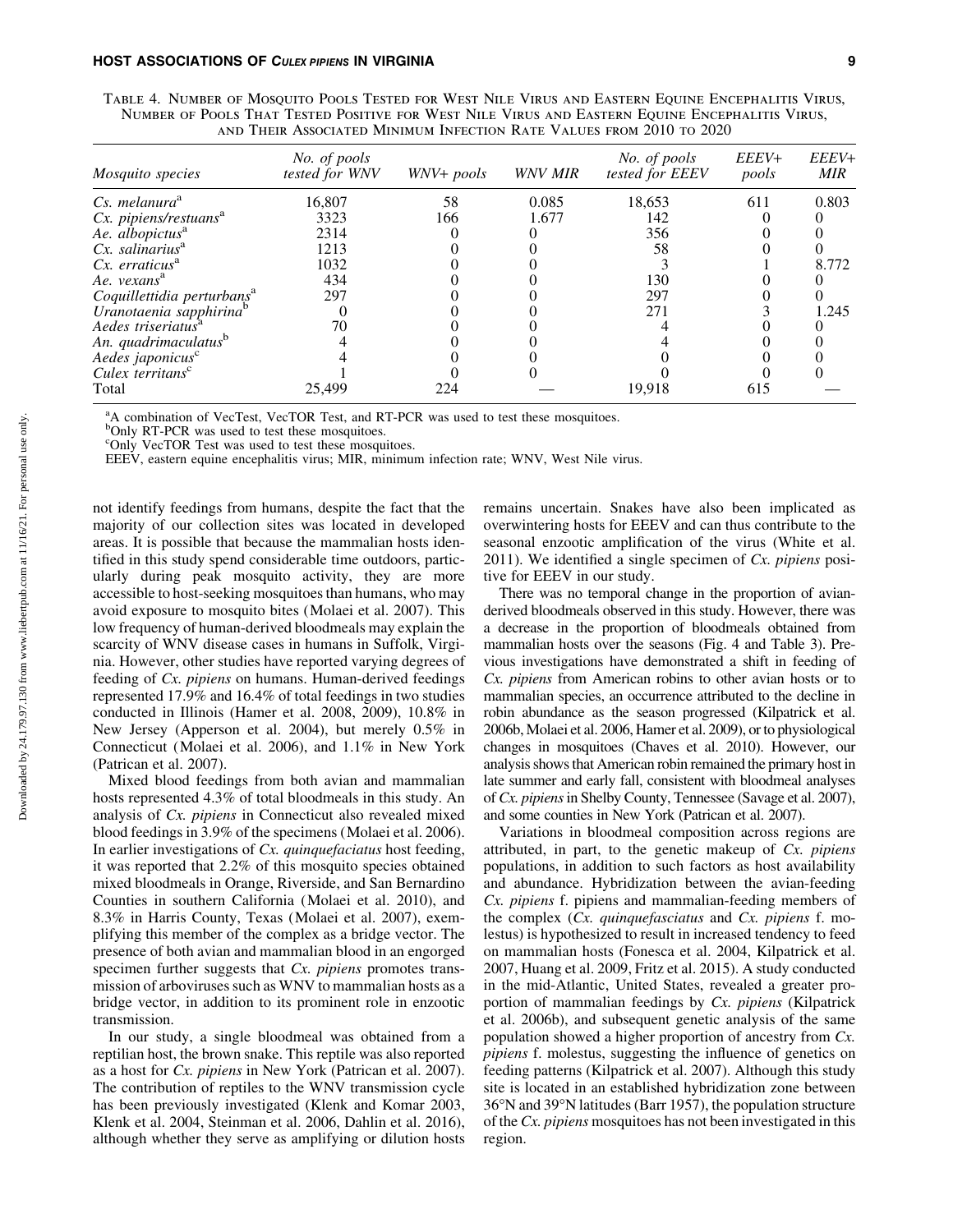Table 4. Number of Mosquito Pools Tested for West Nile Virus and Eastern Equine Encephalitis Virus, Number of Pools That Tested Positive for West Nile Virus and Eastern Equine Encephalitis Virus, and Their Associated Minimum Infection Rate Values from 2010 to 2020

| *Mosquito species* | *No. of pools tested for WNV* | *WNV+ pools* | *WNV MIR* | *No. of pools tested for EEEV* | *EEEV+ pools* | *EEEV+ MIR* |
|---|---|---|---|---|---|---|
| *Cs. melanura*[a] | 16,807 | 58 | 0.085 | 18,653 | 611 | 0.803 |
| *Cx. pipiens/restuans*[a] | 3323 | 166 | 1.677 | 142 | 0 | 0 |
| *Ae. albopictus*[a] | 2314 | 0 | 0 | 356 | 0 | 0 |
| *Cx. salinarius*[a] | 1213 | 0 | 0 | 58 | 0 | 0 |
| *Cx. erraticus*[a] | 1032 | 0 | 0 | 3 | 1 | 8.772 |
| *Ae. vexans*[a] | 434 | 0 | 0 | 130 | 0 | 0 |
| *Coquillettidia perturbans*[a] | 297 | 0 | 0 | 297 | 0 | 0 |
| *Uranotaenia sapphirina*[b] | 0 | 0 | 0 | 271 | 3 | 1.245 |
| *Aedes triseriatus*[a] | 70 | 0 | 0 | 4 | 0 | 0 |
| *An. quadrimaculatus*[b] | 4 | 0 | 0 | 4 | 0 | 0 |
| *Aedes japonicus*[c] | 4 | 0 | 0 | 0 | 0 | 0 |
| *Culex territans*[c] | 1 | 0 | 0 | 0 | 0 | 0 |
| Total | 25,499 | 224 | — | 19,918 | 615 | — |

[a]A combination of VecTest, VecTOR Test, and RT-PCR was used to test these mosquitoes.
[b]Only RT-PCR was used to test these mosquitoes.
[c]Only VecTOR Test was used to test these mosquitoes.
EEEV, eastern equine encephalitis virus; MIR, minimum infection rate; WNV, West Nile virus.

not identify feedings from humans, despite the fact that the majority of our collection sites was located in developed areas. It is possible that because the mammalian hosts identified in this study spend considerable time outdoors, particularly during peak mosquito activity, they are more accessible to host-seeking mosquitoes than humans, who may avoid exposure to mosquito bites (Molaei et al. 2007). This low frequency of human-derived bloodmeals may explain the scarcity of WNV disease cases in humans in Suffolk, Virginia. However, other studies have reported varying degrees of feeding of *Cx. pipiens* on humans. Human-derived feedings represented 17.9% and 16.4% of total feedings in two studies conducted in Illinois (Hamer et al. 2008, 2009), 10.8% in New Jersey (Apperson et al. 2004), but merely 0.5% in Connecticut (Molaei et al. 2006), and 1.1% in New York (Patrican et al. 2007).

Mixed blood feedings from both avian and mammalian hosts represented 4.3% of total bloodmeals in this study. An analysis of *Cx. pipiens* in Connecticut also revealed mixed blood feedings in 3.9% of the specimens (Molaei et al. 2006). In earlier investigations of *Cx. quinquefaciatus* host feeding, it was reported that 2.2% of this mosquito species obtained mixed bloodmeals in Orange, Riverside, and San Bernardino Counties in southern California (Molaei et al. 2010), and 8.3% in Harris County, Texas (Molaei et al. 2007), exemplifying this member of the complex as a bridge vector. The presence of both avian and mammalian blood in an engorged specimen further suggests that *Cx. pipiens* promotes transmission of arboviruses such as WNV to mammalian hosts as a bridge vector, in addition to its prominent role in enzootic transmission.

In our study, a single bloodmeal was obtained from a reptilian host, the brown snake. This reptile was also reported as a host for *Cx. pipiens* in New York (Patrican et al. 2007). The contribution of reptiles to the WNV transmission cycle has been previously investigated (Klenk and Komar 2003, Klenk et al. 2004, Steinman et al. 2006, Dahlin et al. 2016), although whether they serve as amplifying or dilution hosts remains uncertain. Snakes have also been implicated as overwintering hosts for EEEV and can thus contribute to the seasonal enzootic amplification of the virus (White et al. 2011). We identified a single specimen of *Cx. pipiens* positive for EEEV in our study.

There was no temporal change in the proportion of avian-derived bloodmeals observed in this study. However, there was a decrease in the proportion of bloodmeals obtained from mammalian hosts over the seasons (Fig. 4 and Table 3). Previous investigations have demonstrated a shift in feeding of *Cx. pipiens* from American robins to other avian hosts or to mammalian species, an occurrence attributed to the decline in robin abundance as the season progressed (Kilpatrick et al. 2006b, Molaei et al. 2006, Hamer et al. 2009), or to physiological changes in mosquitoes (Chaves et al. 2010). However, our analysis shows that American robin remained the primary host in late summer and early fall, consistent with bloodmeal analyses of *Cx. pipiens* in Shelby County, Tennessee (Savage et al. 2007), and some counties in New York (Patrican et al. 2007).

Variations in bloodmeal composition across regions are attributed, in part, to the genetic makeup of *Cx. pipiens* populations, in addition to such factors as host availability and abundance. Hybridization between the avian-feeding *Cx. pipiens* f. pipiens and mammalian-feeding members of the complex (*Cx. quinquefasciatus* and *Cx. pipiens* f. molestus) is hypothesized to result in increased tendency to feed on mammalian hosts (Fonesca et al. 2004, Kilpatrick et al. 2007, Huang et al. 2009, Fritz et al. 2015). A study conducted in the mid-Atlantic, United States, revealed a greater proportion of mammalian feedings by *Cx. pipiens* (Kilpatrick et al. 2006b), and subsequent genetic analysis of the same population showed a higher proportion of ancestry from *Cx. pipiens* f. molestus, suggesting the influence of genetics on feeding patterns (Kilpatrick et al. 2007). Although this study site is located in an established hybridization zone between 36°N and 39°N latitudes (Barr 1957), the population structure of the *Cx. pipiens* mosquitoes has not been investigated in this region.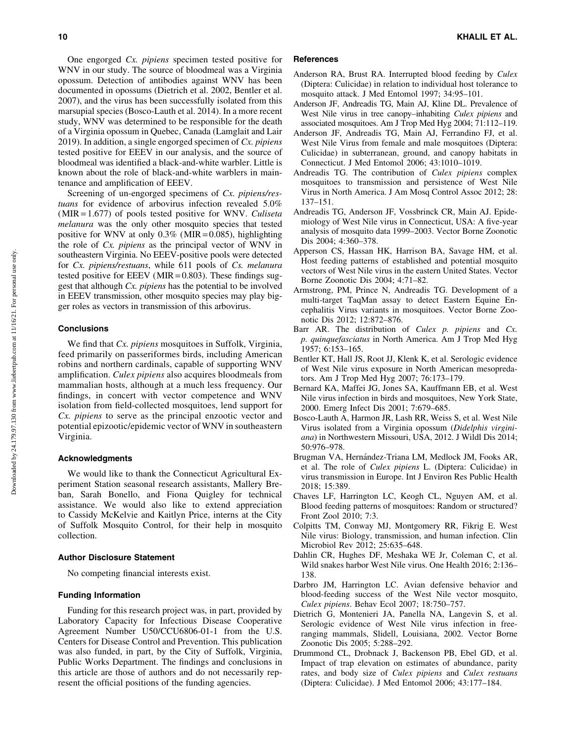One engorged *Cx. pipiens* specimen tested positive for WNV in our study. The source of bloodmeal was a Virginia opossum. Detection of antibodies against WNV has been documented in opossums (Dietrich et al. 2002, Bentler et al. 2007), and the virus has been successfully isolated from this marsupial species (Bosco-Lauth et al. 2014). In a more recent study, WNV was determined to be responsible for the death of a Virginia opossum in Quebec, Canada (Lamglait and Lair 2019). In addition, a single engorged specimen of *Cx. pipiens* tested positive for EEEV in our analysis, and the source of bloodmeal was identified a black-and-white warbler. Little is known about the role of black-and-white warblers in maintenance and amplification of EEEV.

Screening of un-engorged specimens of *Cx. pipiens/restuans* for evidence of arbovirus infection revealed 5.0% (MIR = 1.677) of pools tested positive for WNV. *Culiseta melanura* was the only other mosquito species that tested positive for WNV at only 0.3% (MIR = 0.085), highlighting the role of *Cx. pipiens* as the principal vector of WNV in southeastern Virginia. No EEEV-positive pools were detected for *Cx. pipiens/restuans*, while 611 pools of *Cs. melanura* tested positive for EEEV (MIR = 0.803). These findings suggest that although *Cx. pipiens* has the potential to be involved in EEEV transmission, other mosquito species may play bigger roles as vectors in transmission of this arbovirus.

## Conclusions

We find that *Cx. pipiens* mosquitoes in Suffolk, Virginia, feed primarily on passeriformes birds, including American robins and northern cardinals, capable of supporting WNV amplification. *Culex pipiens* also acquires bloodmeals from mammalian hosts, although at a much less frequency. Our findings, in concert with vector competence and WNV isolation from field-collected mosquitoes, lend support for *Cx. pipiens* to serve as the principal enzootic vector and potential epizootic/epidemic vector of WNV in southeastern Virginia.

## Acknowledgments

We would like to thank the Connecticut Agricultural Experiment Station seasonal research assistants, Mallery Breban, Sarah Bonello, and Fiona Quigley for technical assistance. We would also like to extend appreciation to Cassidy McKelvie and Kaitlyn Price, interns at the City of Suffolk Mosquito Control, for their help in mosquito collection.

## Author Disclosure Statement

No competing financial interests exist.

## Funding Information

Funding for this research project was, in part, provided by Laboratory Capacity for Infectious Disease Cooperative Agreement Number U50/CCU6806-01-1 from the U.S. Centers for Disease Control and Prevention. This publication was also funded, in part, by the City of Suffolk, Virginia, Public Works Department. The findings and conclusions in this article are those of authors and do not necessarily represent the official positions of the funding agencies.

## References

Anderson RA, Brust RA. Interrupted blood feeding by *Culex* (Diptera: Culicidae) in relation to individual host tolerance to mosquito attack. J Med Entomol 1997; 34:95–101.

Anderson JF, Andreadis TG, Main AJ, Kline DL. Prevalence of West Nile virus in tree canopy–inhabiting *Culex pipiens* and associated mosquitoes. Am J Trop Med Hyg 2004; 71:112–119.

Anderson JF, Andreadis TG, Main AJ, Ferrandino FJ, et al. West Nile Virus from female and male mosquitoes (Diptera: Culicidae) in subterranean, ground, and canopy habitats in Connecticut. J Med Entomol 2006; 43:1010–1019.

Andreadis TG. The contribution of *Culex pipiens* complex mosquitoes to transmission and persistence of West Nile Virus in North America. J Am Mosq Control Assoc 2012; 28: 137–151.

Andreadis TG, Anderson JF, Vossbrinck CR, Main AJ. Epidemiology of West Nile virus in Connecticut, USA: A five-year analysis of mosquito data 1999–2003. Vector Borne Zoonotic Dis 2004; 4:360–378.

Apperson CS, Hassan HK, Harrison BA, Savage HM, et al. Host feeding patterns of established and potential mosquito vectors of West Nile virus in the eastern United States. Vector Borne Zoonotic Dis 2004; 4:71–82.

Armstrong, PM, Prince N, Andreadis TG. Development of a multi-target TaqMan assay to detect Eastern Equine Encephalitis Virus variants in mosquitoes. Vector Borne Zoonotic Dis 2012; 12:872–876.

Barr AR. The distribution of *Culex p. pipiens* and *Cx. p. quinquefasciatus* in North America. Am J Trop Med Hyg 1957; 6:153–165.

Bentler KT, Hall JS, Root JJ, Klenk K, et al. Serologic evidence of West Nile virus exposure in North American mesopredators. Am J Trop Med Hyg 2007; 76:173–179.

Bernard KA, Maffei JG, Jones SA, Kauffmann EB, et al. West Nile virus infection in birds and mosquitoes, New York State, 2000. Emerg Infect Dis 2001; 7:679–685.

Bosco-Lauth A, Harmon JR, Lash RR, Weiss S, et al. West Nile Virus isolated from a Virginia opossum (*Didelphis virginiana*) in Northwestern Missouri, USA, 2012. J Wildl Dis 2014; 50:976–978.

Brugman VA, Hernández-Triana LM, Medlock JM, Fooks AR, et al. The role of *Culex pipiens* L. (Diptera: Culicidae) in virus transmission in Europe. Int J Environ Res Public Health 2018; 15:389.

Chaves LF, Harrington LC, Keogh CL, Nguyen AM, et al. Blood feeding patterns of mosquitoes: Random or structured? Front Zool 2010; 7:3.

Colpitts TM, Conway MJ, Montgomery RR, Fikrig E. West Nile virus: Biology, transmission, and human infection. Clin Microbiol Rev 2012; 25:635–648.

Dahlin CR, Hughes DF, Meshaka WE Jr, Coleman C, et al. Wild snakes harbor West Nile virus. One Health 2016; 2:136–138.

Darbro JM, Harrington LC. Avian defensive behavior and blood-feeding success of the West Nile vector mosquito, *Culex pipiens*. Behav Ecol 2007; 18:750–757.

Dietrich G, Montenieri JA, Panella NA, Langevin S, et al. Serologic evidence of West Nile virus infection in free-ranging mammals, Slidell, Louisiana, 2002. Vector Borne Zoonotic Dis 2005; 5:288–292.

Drummond CL, Drobnack J, Backenson PB, Ebel GD, et al. Impact of trap elevation on estimates of abundance, parity rates, and body size of *Culex pipiens* and *Culex restuans* (Diptera: Culicidae). J Med Entomol 2006; 43:177–184.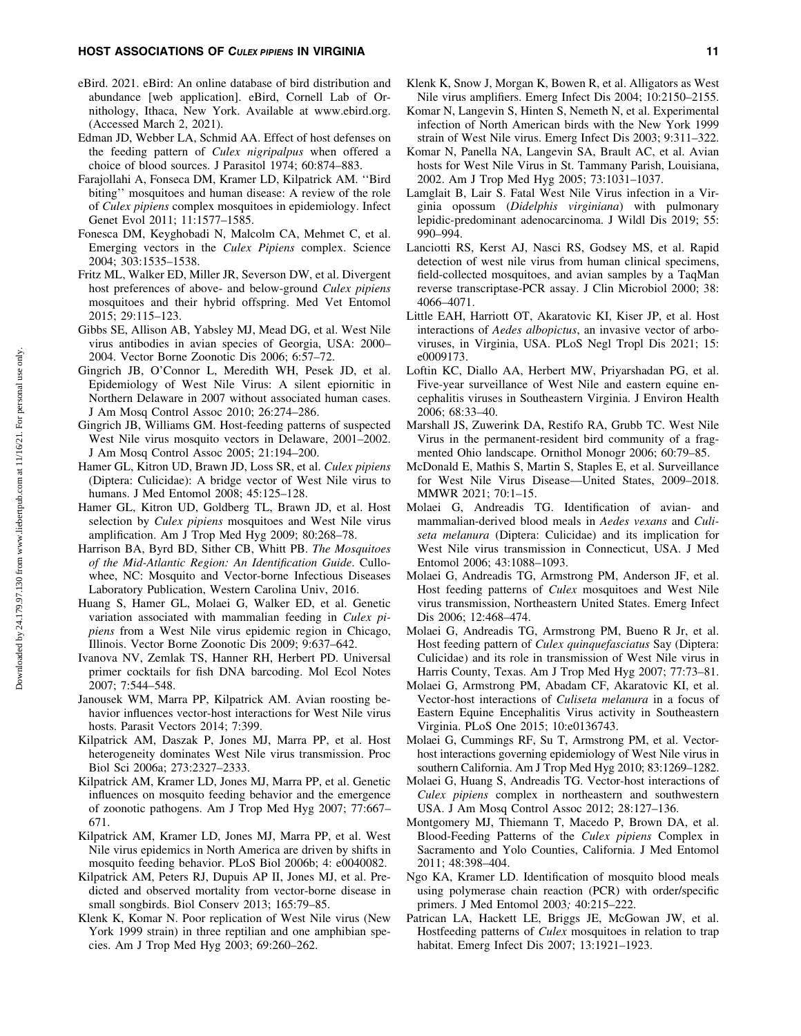eBird. 2021. eBird: An online database of bird distribution and abundance [web application]. eBird, Cornell Lab of Ornithology, Ithaca, New York. Available at www.ebird.org. (Accessed March 2, 2021).

Edman JD, Webber LA, Schmid AA. Effect of host defenses on the feeding pattern of *Culex nigripalpus* when offered a choice of blood sources. J Parasitol 1974; 60:874–883.

Farajollahi A, Fonseca DM, Kramer LD, Kilpatrick AM. ''Bird biting'' mosquitoes and human disease: A review of the role of *Culex pipiens* complex mosquitoes in epidemiology. Infect Genet Evol 2011; 11:1577–1585.

Fonesca DM, Keyghobadi N, Malcolm CA, Mehmet C, et al. Emerging vectors in the *Culex Pipiens* complex. Science 2004; 303:1535–1538.

Fritz ML, Walker ED, Miller JR, Severson DW, et al. Divergent host preferences of above- and below-ground *Culex pipiens* mosquitoes and their hybrid offspring. Med Vet Entomol 2015; 29:115–123.

Gibbs SE, Allison AB, Yabsley MJ, Mead DG, et al. West Nile virus antibodies in avian species of Georgia, USA: 2000–2004. Vector Borne Zoonotic Dis 2006; 6:57–72.

Gingrich JB, O'Connor L, Meredith WH, Pesek JD, et al. Epidemiology of West Nile Virus: A silent epiornitic in Northern Delaware in 2007 without associated human cases. J Am Mosq Control Assoc 2010; 26:274–286.

Gingrich JB, Williams GM. Host-feeding patterns of suspected West Nile virus mosquito vectors in Delaware, 2001–2002. J Am Mosq Control Assoc 2005; 21:194–200.

Hamer GL, Kitron UD, Brawn JD, Loss SR, et al. *Culex pipiens* (Diptera: Culicidae): A bridge vector of West Nile virus to humans. J Med Entomol 2008; 45:125–128.

Hamer GL, Kitron UD, Goldberg TL, Brawn JD, et al. Host selection by *Culex pipiens* mosquitoes and West Nile virus amplification. Am J Trop Med Hyg 2009; 80:268–78.

Harrison BA, Byrd BD, Sither CB, Whitt PB. *The Mosquitoes of the Mid-Atlantic Region: An Identification Guide*. Cullowhee, NC: Mosquito and Vector-borne Infectious Diseases Laboratory Publication, Western Carolina Univ, 2016.

Huang S, Hamer GL, Molaei G, Walker ED, et al. Genetic variation associated with mammalian feeding in *Culex pipiens* from a West Nile virus epidemic region in Chicago, Illinois. Vector Borne Zoonotic Dis 2009; 9:637–642.

Ivanova NV, Zemlak TS, Hanner RH, Herbert PD. Universal primer cocktails for fish DNA barcoding. Mol Ecol Notes 2007; 7:544–548.

Janousek WM, Marra PP, Kilpatrick AM. Avian roosting behavior influences vector-host interactions for West Nile virus hosts. Parasit Vectors 2014; 7:399.

Kilpatrick AM, Daszak P, Jones MJ, Marra PP, et al. Host heterogeneity dominates West Nile virus transmission. Proc Biol Sci 2006a; 273:2327–2333.

Kilpatrick AM, Kramer LD, Jones MJ, Marra PP, et al. Genetic influences on mosquito feeding behavior and the emergence of zoonotic pathogens. Am J Trop Med Hyg 2007; 77:667–671.

Kilpatrick AM, Kramer LD, Jones MJ, Marra PP, et al. West Nile virus epidemics in North America are driven by shifts in mosquito feeding behavior. PLoS Biol 2006b; 4: e0040082.

Kilpatrick AM, Peters RJ, Dupuis AP II, Jones MJ, et al. Predicted and observed mortality from vector-borne disease in small songbirds. Biol Conserv 2013; 165:79–85.

Klenk K, Komar N. Poor replication of West Nile virus (New York 1999 strain) in three reptilian and one amphibian species. Am J Trop Med Hyg 2003; 69:260–262.

Klenk K, Snow J, Morgan K, Bowen R, et al. Alligators as West Nile virus amplifiers. Emerg Infect Dis 2004; 10:2150–2155.

Komar N, Langevin S, Hinten S, Nemeth N, et al. Experimental infection of North American birds with the New York 1999 strain of West Nile virus. Emerg Infect Dis 2003; 9:311–322.

Komar N, Panella NA, Langevin SA, Brault AC, et al. Avian hosts for West Nile Virus in St. Tammany Parish, Louisiana, 2002. Am J Trop Med Hyg 2005; 73:1031–1037.

Lamglait B, Lair S. Fatal West Nile Virus infection in a Virginia opossum (*Didelphis virginiana*) with pulmonary lepidic-predominant adenocarcinoma. J Wildl Dis 2019; 55: 990–994.

Lanciotti RS, Kerst AJ, Nasci RS, Godsey MS, et al. Rapid detection of west nile virus from human clinical specimens, field-collected mosquitoes, and avian samples by a TaqMan reverse transcriptase-PCR assay. J Clin Microbiol 2000; 38: 4066–4071.

Little EAH, Harriott OT, Akaratovic KI, Kiser JP, et al. Host interactions of *Aedes albopictus*, an invasive vector of arboviruses, in Virginia, USA. PLoS Negl Tropl Dis 2021; 15: e0009173.

Loftin KC, Diallo AA, Herbert MW, Priyarshadan PG, et al. Five-year surveillance of West Nile and eastern equine encephalitis viruses in Southeastern Virginia. J Environ Health 2006; 68:33–40.

Marshall JS, Zuwerink DA, Restifo RA, Grubb TC. West Nile Virus in the permanent-resident bird community of a fragmented Ohio landscape. Ornithol Monogr 2006; 60:79–85.

McDonald E, Mathis S, Martin S, Staples E, et al. Surveillance for West Nile Virus Disease—United States, 2009–2018. MMWR 2021; 70:1–15.

Molaei G, Andreadis TG. Identification of avian- and mammalian-derived blood meals in *Aedes vexans* and *Culiseta melanura* (Diptera: Culicidae) and its implication for West Nile virus transmission in Connecticut, USA. J Med Entomol 2006; 43:1088–1093.

Molaei G, Andreadis TG, Armstrong PM, Anderson JF, et al. Host feeding patterns of *Culex* mosquitoes and West Nile virus transmission, Northeastern United States. Emerg Infect Dis 2006; 12:468–474.

Molaei G, Andreadis TG, Armstrong PM, Bueno R Jr, et al. Host feeding pattern of *Culex quinquefasciatus* Say (Diptera: Culicidae) and its role in transmission of West Nile virus in Harris County, Texas. Am J Trop Med Hyg 2007; 77:73–81.

Molaei G, Armstrong PM, Abadam CF, Akaratovic KI, et al. Vector-host interactions of *Culiseta melanura* in a focus of Eastern Equine Encephalitis Virus activity in Southeastern Virginia. PLoS One 2015; 10:e0136743.

Molaei G, Cummings RF, Su T, Armstrong PM, et al. Vector-host interactions governing epidemiology of West Nile virus in southern California. Am J Trop Med Hyg 2010; 83:1269–1282.

Molaei G, Huang S, Andreadis TG. Vector-host interactions of *Culex pipiens* complex in northeastern and southwestern USA. J Am Mosq Control Assoc 2012; 28:127–136.

Montgomery MJ, Thiemann T, Macedo P, Brown DA, et al. Blood-Feeding Patterns of the *Culex pipiens* Complex in Sacramento and Yolo Counties, California. J Med Entomol 2011; 48:398–404.

Ngo KA, Kramer LD. Identification of mosquito blood meals using polymerase chain reaction (PCR) with order/specific primers. J Med Entomol 2003; 40:215–222.

Patrican LA, Hackett LE, Briggs JE, McGowan JW, et al. Hostfeeding patterns of *Culex* mosquitoes in relation to trap habitat. Emerg Infect Dis 2007; 13:1921–1923.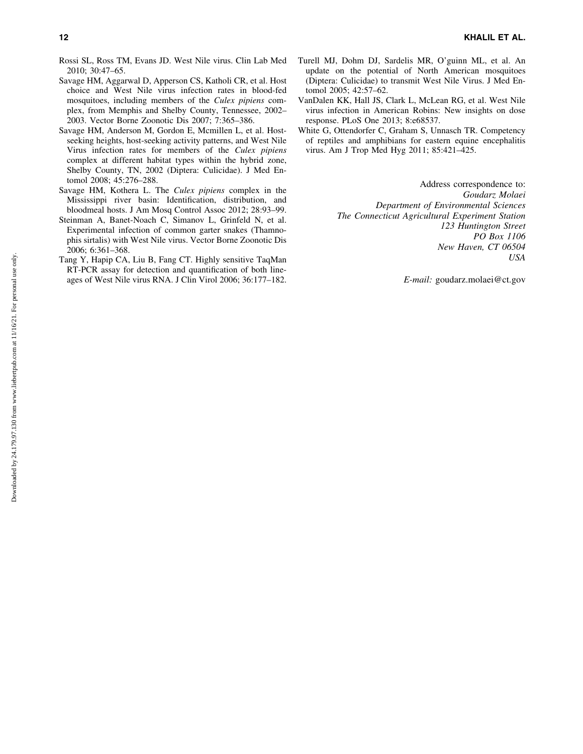Rossi SL, Ross TM, Evans JD. West Nile virus. Clin Lab Med 2010; 30:47–65.

Savage HM, Aggarwal D, Apperson CS, Katholi CR, et al. Host choice and West Nile virus infection rates in blood-fed mosquitoes, including members of the *Culex pipiens* complex, from Memphis and Shelby County, Tennessee, 2002–2003. Vector Borne Zoonotic Dis 2007; 7:365–386.

Savage HM, Anderson M, Gordon E, Mcmillen L, et al. Host-seeking heights, host-seeking activity patterns, and West Nile Virus infection rates for members of the *Culex pipiens* complex at different habitat types within the hybrid zone, Shelby County, TN, 2002 (Diptera: Culicidae). J Med Entomol 2008; 45:276–288.

Savage HM, Kothera L. The *Culex pipiens* complex in the Mississippi river basin: Identification, distribution, and bloodmeal hosts. J Am Mosq Control Assoc 2012; 28:93–99.

Steinman A, Banet-Noach C, Simanov L, Grinfeld N, et al. Experimental infection of common garter snakes (Thamnophis sirtalis) with West Nile virus. Vector Borne Zoonotic Dis 2006; 6:361–368.

Tang Y, Hapip CA, Liu B, Fang CT. Highly sensitive TaqMan RT-PCR assay for detection and quantification of both lineages of West Nile virus RNA. J Clin Virol 2006; 36:177–182.

Turell MJ, Dohm DJ, Sardelis MR, O'guinn ML, et al. An update on the potential of North American mosquitoes (Diptera: Culicidae) to transmit West Nile Virus. J Med Entomol 2005; 42:57–62.

VanDalen KK, Hall JS, Clark L, McLean RG, et al. West Nile virus infection in American Robins: New insights on dose response. PLoS One 2013; 8:e68537.

White G, Ottendorfer C, Graham S, Unnasch TR. Competency of reptiles and amphibians for eastern equine encephalitis virus. Am J Trop Med Hyg 2011; 85:421–425.

Address correspondence to:
*Goudarz Molaei*
*Department of Environmental Sciences*
*The Connecticut Agricultural Experiment Station*
*123 Huntington Street*
*PO Box 1106*
*New Haven, CT 06504*
*USA*

*E-mail:* goudarz.molaei@ct.gov